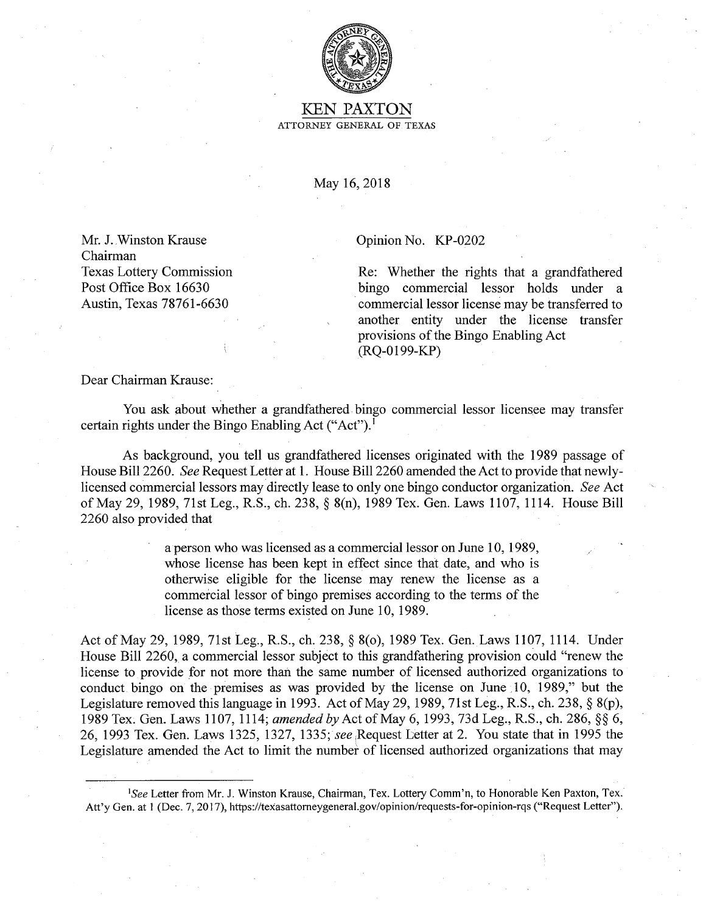KEN PAXTON

ATTORNEY GENERAL OF TEXAS

May 16, 2018

Mr. J. Winston Krause
Chairman
Texas Lottery Commission
Post Office Box 16630
Austin, Texas 78761-6630

Opinion No. KP-0202

Re: Whether the rights that a grandfathered bingo commercial lessor holds under a commercial lessor license may be transferred to another entity under the license transfer provisions of the Bingo Enabling Act (RQ-0199-KP)

Dear Chairman Krause:

You ask about whether a grandfathered bingo commercial lessor licensee may transfer certain rights under the Bingo Enabling Act ("Act").[1]

As background, you tell us grandfathered licenses originated with the 1989 passage of House Bill 2260. *See* Request Letter at 1. House Bill 2260 amended the Act to provide that newly-licensed commercial lessors may directly lease to only one bingo conductor organization. *See* Act of May 29, 1989, 71st Leg., R.S., ch. 238, § 8(n), 1989 Tex. Gen. Laws 1107, 1114. House Bill 2260 also provided that

> a person who was licensed as a commercial lessor on June 10, 1989, whose license has been kept in effect since that date, and who is otherwise eligible for the license may renew the license as a commercial lessor of bingo premises according to the terms of the license as those terms existed on June 10, 1989.

Act of May 29, 1989, 71st Leg., R.S., ch. 238, § 8(o), 1989 Tex. Gen. Laws 1107, 1114. Under House Bill 2260, a commercial lessor subject to this grandfathering provision could "renew the license to provide for not more than the same number of licensed authorized organizations to conduct bingo on the premises as was provided by the license on June 10, 1989," but the Legislature removed this language in 1993. Act of May 29, 1989, 71st Leg., R.S., ch. 238, § 8(p), 1989 Tex. Gen. Laws 1107, 1114; *amended by* Act of May 6, 1993, 73d Leg., R.S., ch. 286, §§ 6, 26, 1993 Tex. Gen. Laws 1325, 1327, 1335; *see* Request Letter at 2. You state that in 1995 the Legislature amended the Act to limit the number of licensed authorized organizations that may

---

[1] *See* Letter from Mr. J. Winston Krause, Chairman, Tex. Lottery Comm'n, to Honorable Ken Paxton, Tex. Att'y Gen. at 1 (Dec. 7, 2017), https://texasattorneygeneral.gov/opinion/requests-for-opinion-rqs ("Request Letter").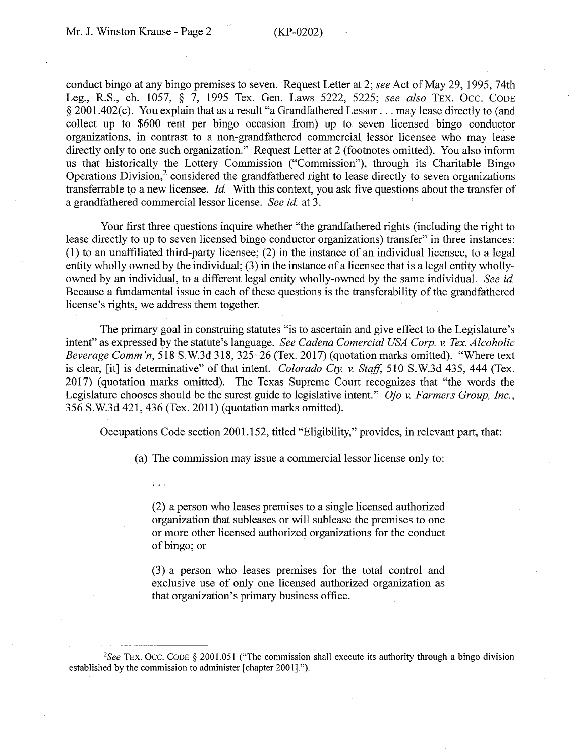conduct bingo at any bingo premises to seven. Request Letter at 2; *see* Act of May 29, 1995, 74th Leg., R.S., ch. 1057, § 7, 1995 Tex. Gen. Laws 5222, 5225; *see also* TEX. OCC. CODE § 2001.402(c). You explain that as a result "a Grandfathered Lessor . . . may lease directly to (and collect up to $600 rent per bingo occasion from) up to seven licensed bingo conductor organizations, in contrast to a non-grandfathered commercial lessor licensee who may lease directly only to one such organization." Request Letter at 2 (footnotes omitted). You also inform us that historically the Lottery Commission ("Commission"), through its Charitable Bingo Operations Division,[2] considered the grandfathered right to lease directly to seven organizations transferrable to a new licensee. *Id.* With this context, you ask five questions about the transfer of a grandfathered commercial lessor license. *See id.* at 3.

Your first three questions inquire whether "the grandfathered rights (including the right to lease directly to up to seven licensed bingo conductor organizations) transfer" in three instances: (1) to an unaffiliated third-party licensee; (2) in the instance of an individual licensee, to a legal entity wholly owned by the individual; (3) in the instance of a licensee that is a legal entity wholly-owned by an individual, to a different legal entity wholly-owned by the same individual. *See id.* Because a fundamental issue in each of these questions is the transferability of the grandfathered license's rights, we address them together.

The primary goal in construing statutes "is to ascertain and give effect to the Legislature's intent" as expressed by the statute's language. *See Cadena Comercial USA Corp. v. Tex. Alcoholic Beverage Comm'n*, 518 S.W.3d 318, 325–26 (Tex. 2017) (quotation marks omitted). "Where text is clear, [it] is determinative" of that intent. *Colorado Cty. v. Staff*, 510 S.W.3d 435, 444 (Tex. 2017) (quotation marks omitted). The Texas Supreme Court recognizes that "the words the Legislature chooses should be the surest guide to legislative intent." *Ojo v. Farmers Group, Inc.*, 356 S.W.3d 421, 436 (Tex. 2011) (quotation marks omitted).

Occupations Code section 2001.152, titled "Eligibility," provides, in relevant part, that:

> (a) The commission may issue a commercial lessor license only to:
>
> . . .
>
> (2) a person who leases premises to a single licensed authorized organization that subleases or will sublease the premises to one or more other licensed authorized organizations for the conduct of bingo; or
>
> (3) a person who leases premises for the total control and exclusive use of only one licensed authorized organization as that organization's primary business office.

---

[2] *See* TEX. OCC. CODE § 2001.051 ("The commission shall execute its authority through a bingo division established by the commission to administer [chapter 2001].").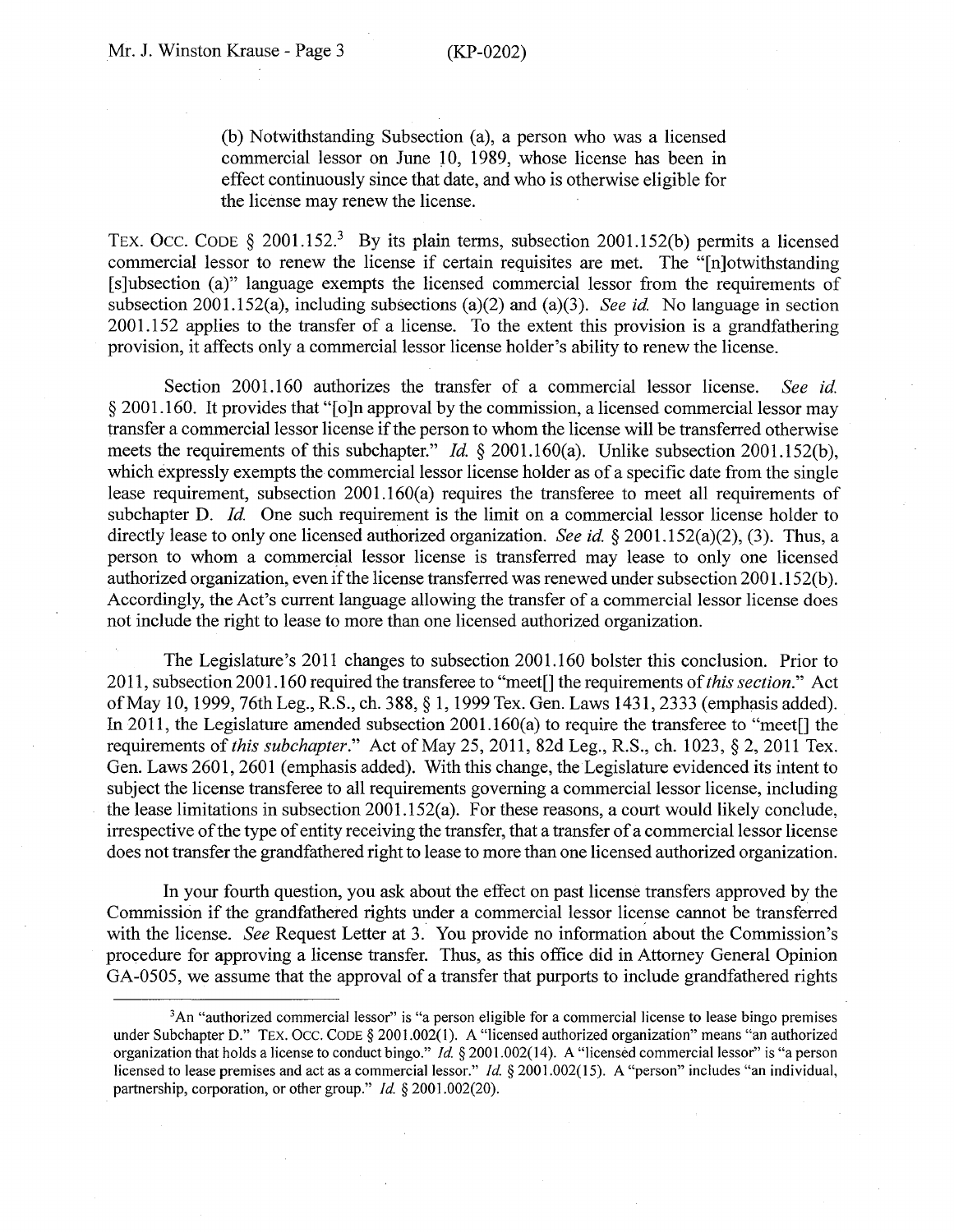> (b) Notwithstanding Subsection (a), a person who was a licensed commercial lessor on June 10, 1989, whose license has been in effect continuously since that date, and who is otherwise eligible for the license may renew the license.

TEX. OCC. CODE § 2001.152.[3] By its plain terms, subsection 2001.152(b) permits a licensed commercial lessor to renew the license if certain requisites are met. The "[n]otwithstanding [s]ubsection (a)" language exempts the licensed commercial lessor from the requirements of subsection 2001.152(a), including subsections (a)(2) and (a)(3). *See id.* No language in section 2001.152 applies to the transfer of a license. To the extent this provision is a grandfathering provision, it affects only a commercial lessor license holder's ability to renew the license.

Section 2001.160 authorizes the transfer of a commercial lessor license. *See id.* § 2001.160. It provides that "[o]n approval by the commission, a licensed commercial lessor may transfer a commercial lessor license if the person to whom the license will be transferred otherwise meets the requirements of this subchapter." *Id.* § 2001.160(a). Unlike subsection 2001.152(b), which expressly exempts the commercial lessor license holder as of a specific date from the single lease requirement, subsection 2001.160(a) requires the transferee to meet all requirements of subchapter D. *Id.* One such requirement is the limit on a commercial lessor license holder to directly lease to only one licensed authorized organization. *See id.* § 2001.152(a)(2), (3). Thus, a person to whom a commercial lessor license is transferred may lease to only one licensed authorized organization, even if the license transferred was renewed under subsection 2001.152(b). Accordingly, the Act's current language allowing the transfer of a commercial lessor license does not include the right to lease to more than one licensed authorized organization.

The Legislature's 2011 changes to subsection 2001.160 bolster this conclusion. Prior to 2011, subsection 2001.160 required the transferee to "meet[] the requirements of *this section*." Act of May 10, 1999, 76th Leg., R.S., ch. 388, § 1, 1999 Tex. Gen. Laws 1431, 2333 (emphasis added). In 2011, the Legislature amended subsection 2001.160(a) to require the transferee to "meet[] the requirements of *this subchapter*." Act of May 25, 2011, 82d Leg., R.S., ch. 1023, § 2, 2011 Tex. Gen. Laws 2601, 2601 (emphasis added). With this change, the Legislature evidenced its intent to subject the license transferee to all requirements governing a commercial lessor license, including the lease limitations in subsection 2001.152(a). For these reasons, a court would likely conclude, irrespective of the type of entity receiving the transfer, that a transfer of a commercial lessor license does not transfer the grandfathered right to lease to more than one licensed authorized organization.

In your fourth question, you ask about the effect on past license transfers approved by the Commission if the grandfathered rights under a commercial lessor license cannot be transferred with the license. *See* Request Letter at 3. You provide no information about the Commission's procedure for approving a license transfer. Thus, as this office did in Attorney General Opinion GA-0505, we assume that the approval of a transfer that purports to include grandfathered rights

---

[3]An "authorized commercial lessor" is "a person eligible for a commercial license to lease bingo premises under Subchapter D." TEX. OCC. CODE § 2001.002(1). A "licensed authorized organization" means "an authorized organization that holds a license to conduct bingo." *Id.* § 2001.002(14). A "licensed commercial lessor" is "a person licensed to lease premises and act as a commercial lessor." *Id.* § 2001.002(15). A "person" includes "an individual, partnership, corporation, or other group." *Id.* § 2001.002(20).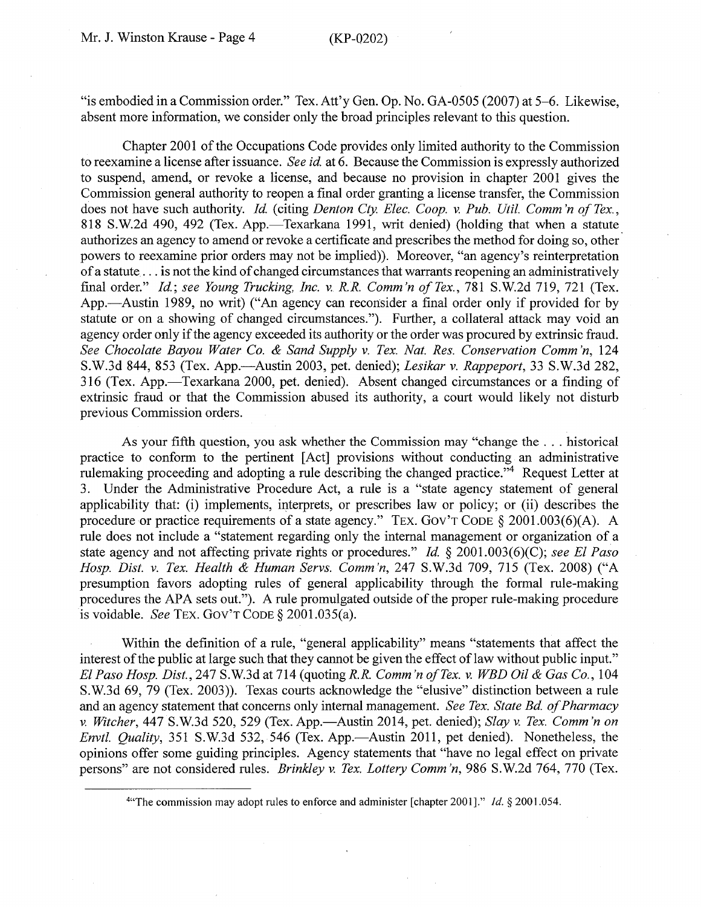"is embodied in a Commission order." Tex. Att'y Gen. Op. No. GA-0505 (2007) at 5–6. Likewise, absent more information, we consider only the broad principles relevant to this question.

Chapter 2001 of the Occupations Code provides only limited authority to the Commission to reexamine a license after issuance. *See id.* at 6. Because the Commission is expressly authorized to suspend, amend, or revoke a license, and because no provision in chapter 2001 gives the Commission general authority to reopen a final order granting a license transfer, the Commission does not have such authority. *Id.* (citing *Denton Cty. Elec. Coop. v. Pub. Util. Comm'n of Tex.*, 818 S.W.2d 490, 492 (Tex. App.—Texarkana 1991, writ denied) (holding that when a statute authorizes an agency to amend or revoke a certificate and prescribes the method for doing so, other powers to reexamine prior orders may not be implied)). Moreover, "an agency's reinterpretation of a statute . . . is not the kind of changed circumstances that warrants reopening an administratively final order." *Id.*; *see Young Trucking, Inc. v. R.R. Comm'n of Tex.*, 781 S.W.2d 719, 721 (Tex. App.—Austin 1989, no writ) ("An agency can reconsider a final order only if provided for by statute or on a showing of changed circumstances."). Further, a collateral attack may void an agency order only if the agency exceeded its authority or the order was procured by extrinsic fraud. *See Chocolate Bayou Water Co. & Sand Supply v. Tex. Nat. Res. Conservation Comm'n*, 124 S.W.3d 844, 853 (Tex. App.—Austin 2003, pet. denied); *Lesikar v. Rappeport*, 33 S.W.3d 282, 316 (Tex. App.—Texarkana 2000, pet. denied). Absent changed circumstances or a finding of extrinsic fraud or that the Commission abused its authority, a court would likely not disturb previous Commission orders.

As your fifth question, you ask whether the Commission may "change the . . . historical practice to conform to the pertinent [Act] provisions without conducting an administrative rulemaking proceeding and adopting a rule describing the changed practice."[4] Request Letter at 3. Under the Administrative Procedure Act, a rule is a "state agency statement of general applicability that: (i) implements, interprets, or prescribes law or policy; or (ii) describes the procedure or practice requirements of a state agency." TEX. GOV'T CODE § 2001.003(6)(A). A rule does not include a "statement regarding only the internal management or organization of a state agency and not affecting private rights or procedures." *Id.* § 2001.003(6)(C); *see El Paso Hosp. Dist. v. Tex. Health & Human Servs. Comm'n*, 247 S.W.3d 709, 715 (Tex. 2008) ("A presumption favors adopting rules of general applicability through the formal rule-making procedures the APA sets out."). A rule promulgated outside of the proper rule-making procedure is voidable. *See* TEX. GOV'T CODE § 2001.035(a).

Within the definition of a rule, "general applicability" means "statements that affect the interest of the public at large such that they cannot be given the effect of law without public input." *El Paso Hosp. Dist.*, 247 S.W.3d at 714 (quoting *R.R. Comm'n of Tex. v. WBD Oil & Gas Co.*, 104 S.W.3d 69, 79 (Tex. 2003)). Texas courts acknowledge the "elusive" distinction between a rule and an agency statement that concerns only internal management. *See Tex. State Bd. of Pharmacy v. Witcher*, 447 S.W.3d 520, 529 (Tex. App.—Austin 2014, pet. denied); *Slay v. Tex. Comm'n on Envtl. Quality*, 351 S.W.3d 532, 546 (Tex. App.—Austin 2011, pet denied). Nonetheless, the opinions offer some guiding principles. Agency statements that "have no legal effect on private persons" are not considered rules. *Brinkley v. Tex. Lottery Comm'n*, 986 S.W.2d 764, 770 (Tex.

---

[4] "The commission may adopt rules to enforce and administer [chapter 2001]." *Id.* § 2001.054.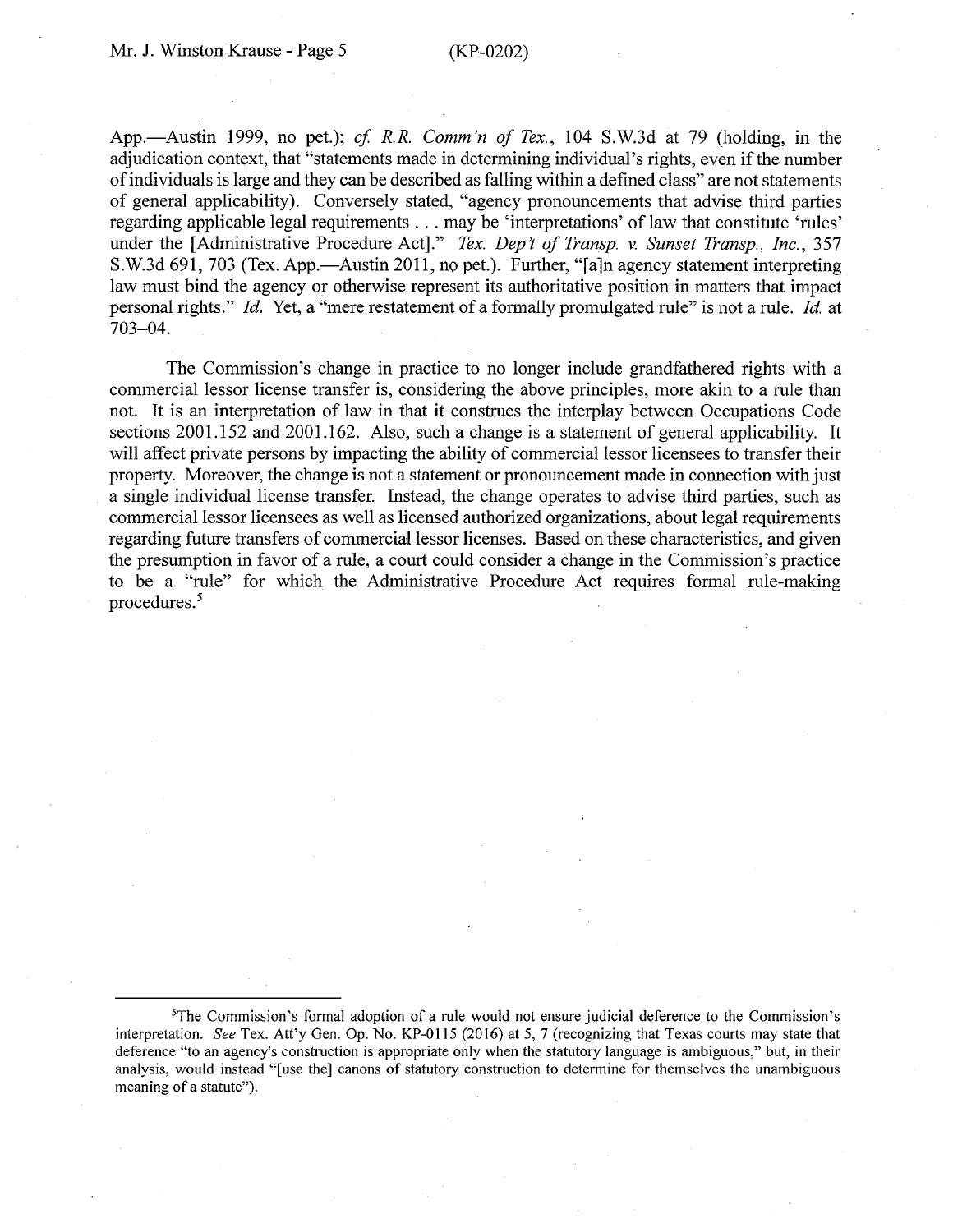App.—Austin 1999, no pet.); *cf. R.R. Comm'n of Tex.*, 104 S.W.3d at 79 (holding, in the adjudication context, that "statements made in determining individual's rights, even if the number of individuals is large and they can be described as falling within a defined class" are not statements of general applicability). Conversely stated, "agency pronouncements that advise third parties regarding applicable legal requirements . . . may be 'interpretations' of law that constitute 'rules' under the [Administrative Procedure Act]." *Tex. Dep't of Transp. v. Sunset Transp., Inc.*, 357 S.W.3d 691, 703 (Tex. App.—Austin 2011, no pet.). Further, "[a]n agency statement interpreting law must bind the agency or otherwise represent its authoritative position in matters that impact personal rights." *Id.* Yet, a "mere restatement of a formally promulgated rule" is not a rule. *Id.* at 703–04.

The Commission's change in practice to no longer include grandfathered rights with a commercial lessor license transfer is, considering the above principles, more akin to a rule than not. It is an interpretation of law in that it construes the interplay between Occupations Code sections 2001.152 and 2001.162. Also, such a change is a statement of general applicability. It will affect private persons by impacting the ability of commercial lessor licensees to transfer their property. Moreover, the change is not a statement or pronouncement made in connection with just a single individual license transfer. Instead, the change operates to advise third parties, such as commercial lessor licensees as well as licensed authorized organizations, about legal requirements regarding future transfers of commercial lessor licenses. Based on these characteristics, and given the presumption in favor of a rule, a court could consider a change in the Commission's practice to be a "rule" for which the Administrative Procedure Act requires formal rule-making procedures.[5]

---

[5]The Commission's formal adoption of a rule would not ensure judicial deference to the Commission's interpretation. *See* Tex. Att'y Gen. Op. No. KP-0115 (2016) at 5, 7 (recognizing that Texas courts may state that deference "to an agency's construction is appropriate only when the statutory language is ambiguous," but, in their analysis, would instead "[use the] canons of statutory construction to determine for themselves the unambiguous meaning of a statute").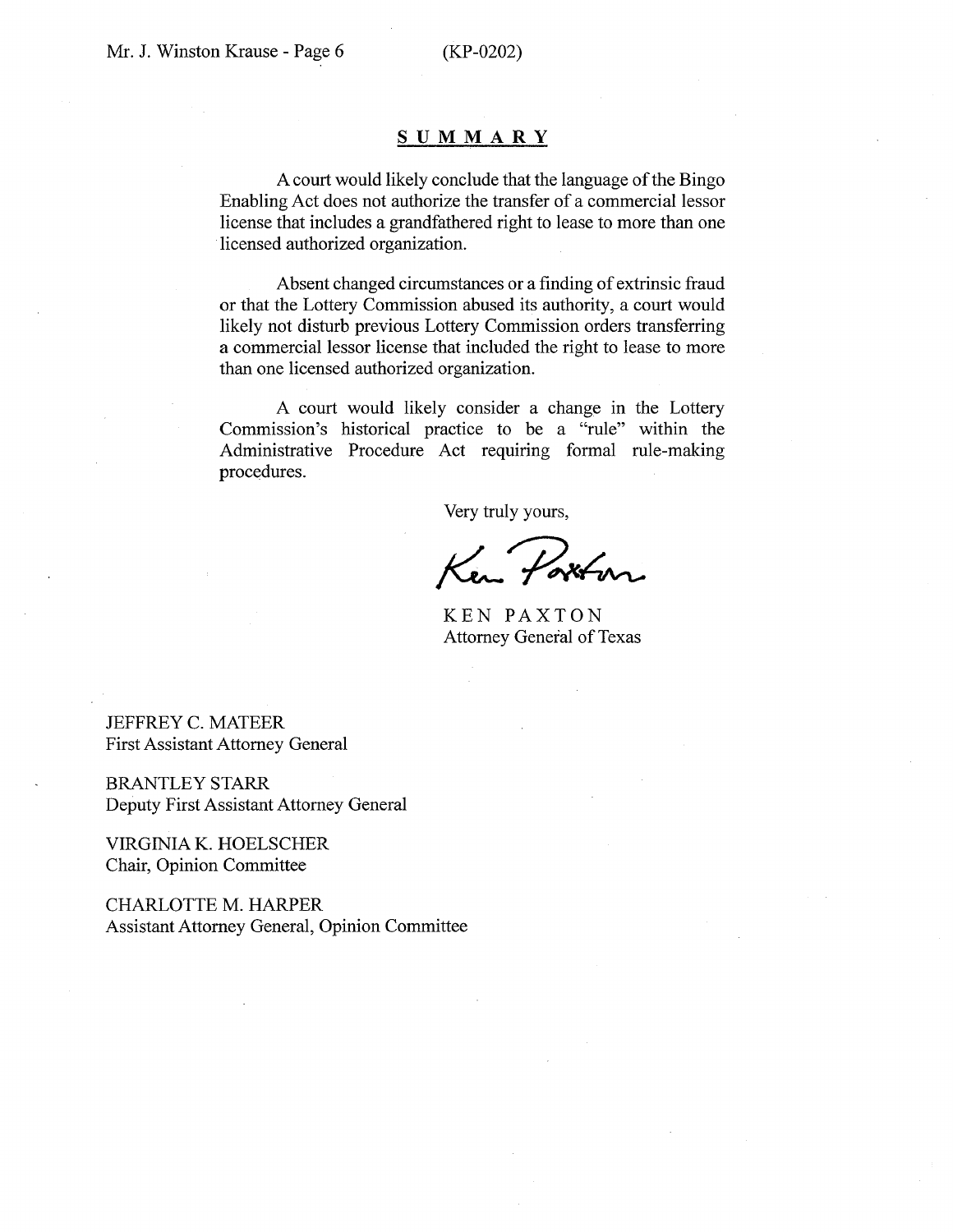## SUMMARY

A court would likely conclude that the language of the Bingo Enabling Act does not authorize the transfer of a commercial lessor license that includes a grandfathered right to lease to more than one licensed authorized organization.

Absent changed circumstances or a finding of extrinsic fraud or that the Lottery Commission abused its authority, a court would likely not disturb previous Lottery Commission orders transferring a commercial lessor license that included the right to lease to more than one licensed authorized organization.

A court would likely consider a change in the Lottery Commission's historical practice to be a "rule" within the Administrative Procedure Act requiring formal rule-making procedures.

Very truly yours,

Ken Paxton

KEN PAXTON
Attorney General of Texas

JEFFREY C. MATEER
First Assistant Attorney General

BRANTLEY STARR
Deputy First Assistant Attorney General

VIRGINIA K. HOELSCHER
Chair, Opinion Committee

CHARLOTTE M. HARPER
Assistant Attorney General, Opinion Committee